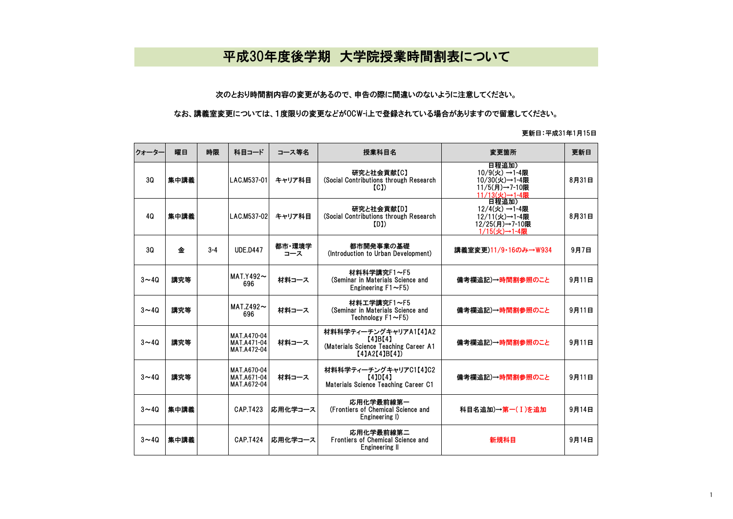# 平成30年度後学期　大学院授業時間割表について

次のとおり時間割内容の変更があるので、申告の際に間違いのないように注意してください。

なお、講義室変更については、1度限りの変更などがOCW-i上で登録されている場合がありますので留意してください。

更新日：平成31年1月15日

| クォーター | 曜日 | 時限 | 科目コード | コース等名 | 授業科目名 | 変更箇所 | 更新日 |
|---|---|---|---|---|---|---|---|
| 3Q | 集中講義 | | LAC.M537-01 | キャリア科目 | 研究と社会貢献【C】<br>(Social Contributions through Research【C】) | 日程追加)<br>10/9(火) →1-4限<br>10/30(火)→1-4限<br>11/5(月)→7-10限<br>11/13(火)→1-4限 | 8月31日 |
| 4Q | 集中講義 | | LAC.M537-02 | キャリア科目 | 研究と社会貢献【D】<br>(Social Contributions through Research【D】) | 日程追加)<br>12/4(火) →1-4限<br>12/11(火)→1-4限<br>12/25(月)→7-10限<br>1/15(火)→1-4限 | 8月31日 |
| 3Q | 金 | 3-4 | UDE.D447 | 都市・環境学コース | 都市開発事業の基礎<br>(Introduction to Urban Development) | 講義室変更)11/9・16のみ→W934 | 9月7日 |
| 3～4Q | 講究等 | | MAT.Y492～696 | 材料コース | 材料科学講究F1～F5<br>(Seminar in Materials Science and Engineering F1～F5) | 備考欄追記)→時間割参照のこと | 9月11日 |
| 3～4Q | 講究等 | | MAT.Z492～696 | 材料コース | 材料工学講究F1～F5<br>(Seminar in Materials Science and Technology F1～F5) | 備考欄追記)→時間割参照のこと | 9月11日 |
| 3～4Q | 講究等 | | MAT.A470-04<br>MAT.A471-04<br>MAT.A472-04 | 材料コース | 材料科学ティーチングキャリアA1【4】A2【4】B【4】<br>(Materials Science Teaching Career A1【4】A2【4】B【4】) | 備考欄追記)→時間割参照のこと | 9月11日 |
| 3～4Q | 講究等 | | MAT.A670-04<br>MAT.A671-04<br>MAT.A672-04 | 材料コース | 材料科学ティーチングキャリアC1【4】C2【4】D【4】<br>Materials Science Teaching Career C1 | 備考欄追記)→時間割参照のこと | 9月11日 |
| 3～4Q | 集中講義 | | CAP.T423 | 応用化学コース | 応用化学最前線第一<br>(Frontiers of Chemical Science and Engineering I) | 科目名追加)→第一(Ⅰ)を追加 | 9月14日 |
| 3～4Q | 集中講義 | | CAP.T424 | 応用化学コース | 応用化学最前線第二<br>Frontiers of Chemical Science and Engineering Ⅱ | 新規科目 | 9月14日 |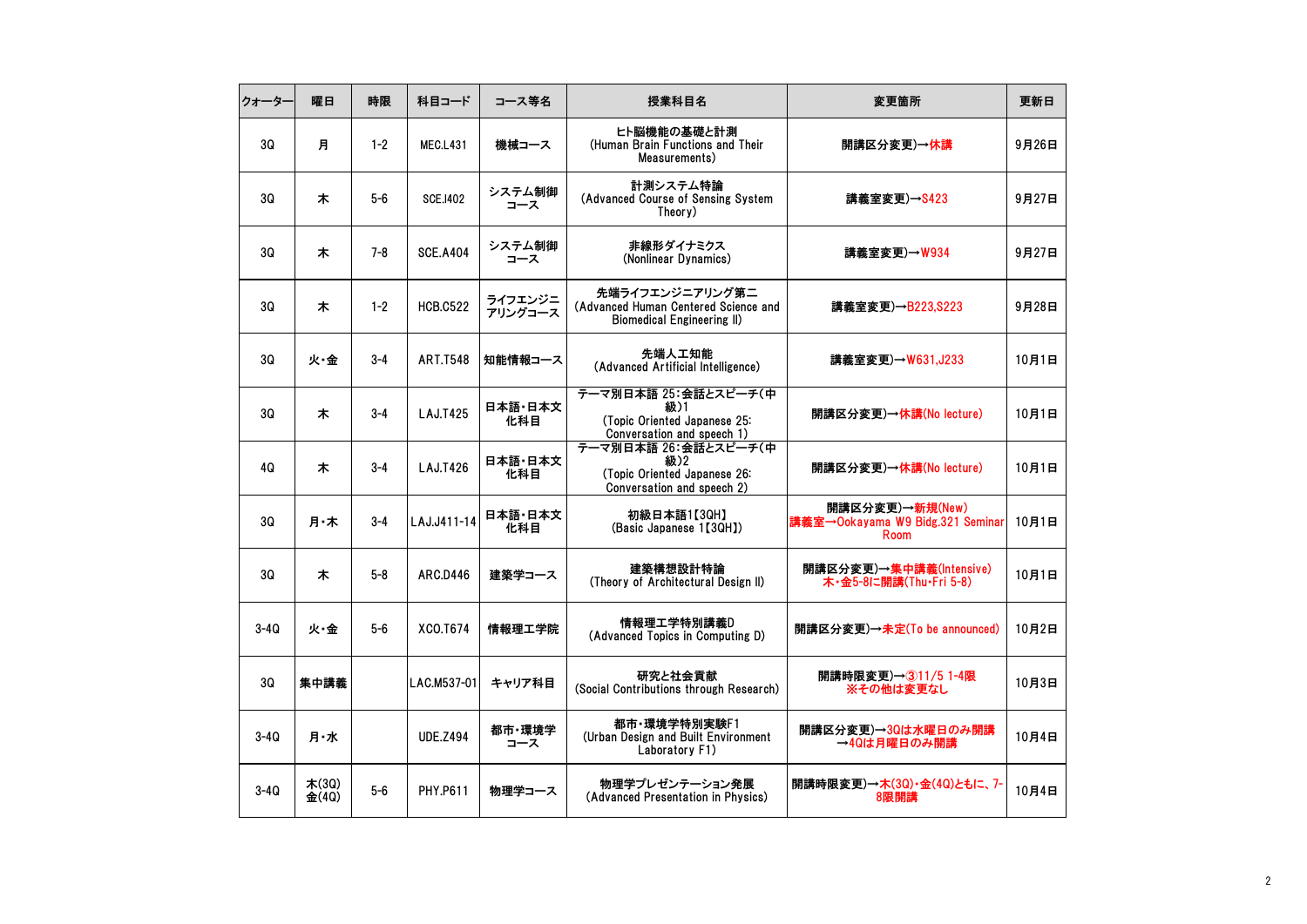| クォーター | 曜日 | 時限 | 科目コード | コース等名 | 授業科目名 | 変更箇所 | 更新日 |
| --- | --- | --- | --- | --- | --- | --- | --- |
| 3Q | 月 | 1-2 | MEC.L431 | 機械コース | ヒト脳機能の基礎と計測 (Human Brain Functions and Their Measurements) | 開講区分変更)→休講 | 9月26日 |
| 3Q | 木 | 5-6 | SCE.I402 | システム制御コース | 計測システム特論 (Advanced Course of Sensing System Theory) | 講義室変更)→S423 | 9月27日 |
| 3Q | 木 | 7-8 | SCE.A404 | システム制御コース | 非線形ダイナミクス (Nonlinear Dynamics) | 講義室変更)→W934 | 9月27日 |
| 3Q | 木 | 1-2 | HCB.C522 | ライフエンジニアリングコース | 先端ライフエンジニアリング第二 (Advanced Human Centered Science and Biomedical Engineering II) | 講義室変更)→B223,S223 | 9月28日 |
| 3Q | 火・金 | 3-4 | ART.T548 | 知能情報コース | 先端人工知能 (Advanced Artificial Intelligence) | 講義室変更)→W631,J233 | 10月1日 |
| 3Q | 木 | 3-4 | LAJ.T425 | 日本語・日本文化科目 | テーマ別日本語 25:会話とスピーチ(中級)1 (Topic Oriented Japanese 25: Conversation and speech 1) | 開講区分変更)→休講(No lecture) | 10月1日 |
| 4Q | 木 | 3-4 | LAJ.T426 | 日本語・日本文化科目 | テーマ別日本語 26:会話とスピーチ(中級)2 (Topic Oriented Japanese 26: Conversation and speech 2) | 開講区分変更)→休講(No lecture) | 10月1日 |
| 3Q | 月・木 | 3-4 | LAJ.J411-14 | 日本語・日本文化科目 | 初級日本語1【3QH】 (Basic Japanese 1【3QH】) | 開講区分変更)→新規(New) 講義室→Ookayama W9 Bidg.321 Seminar Room | 10月1日 |
| 3Q | 木 | 5-8 | ARC.D446 | 建築学コース | 建築構想設計特論 (Theory of Architectural Design II) | 開講区分変更)→集中講義(Intensive) 木・金5-8に開講(Thu・Fri 5-8) | 10月1日 |
| 3-4Q | 火・金 | 5-6 | XCO.T674 | 情報理工学院 | 情報理工学特別講義D (Advanced Topics in Computing D) | 開講区分変更)→未定(To be announced) | 10月2日 |
| 3Q | 集中講義 | | LAC.M537-01 | キャリア科目 | 研究と社会貢献 (Social Contributions through Research) | 開講時限変更)→③11/5 1-4限 ※その他は変更なし | 10月3日 |
| 3-4Q | 月・水 | | UDE.Z494 | 都市・環境学コース | 都市・環境学特別実験F1 (Urban Design and Built Environment Laboratory F1) | 開講区分変更)→3Qは水曜日のみ開講 →4Qは月曜日のみ開講 | 10月4日 |
| 3-4Q | 木(3Q) 金(4Q) | 5-6 | PHY.P611 | 物理学コース | 物理学プレゼンテーション発展 (Advanced Presentation in Physics) | 開講時限変更)→木(3Q)・金(4Q)ともに、7-8限開講 | 10月4日 |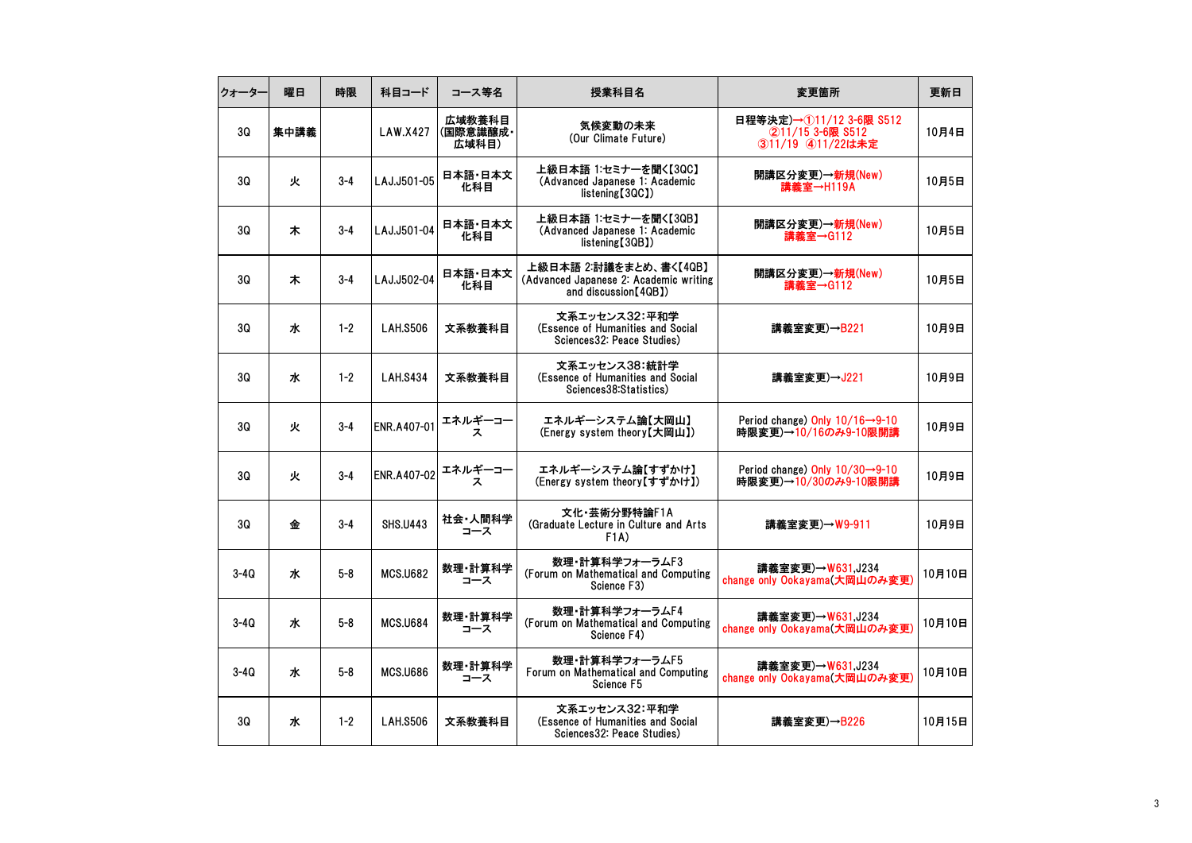| クォーター | 曜日 | 時限 | 科目コード | コース等名 | 授業科目名 | 変更箇所 | 更新日 |
|---|---|---|---|---|---|---|---|
| 3Q | 集中講義 | | LAW.X427 | 広域教養科目(国際意識醸成・広域科目) | 気候変動の未来 (Our Climate Future) | 日程等決定)→①11/12 3-6限 S512 ②11/15 3-6限 S512 ③11/19 ④11/22は未定 | 10月4日 |
| 3Q | 火 | 3-4 | LAJ.J501-05 | 日本語・日本文化科目 | 上級日本語 1:セミナーを聞く【3QC】 (Advanced Japanese 1: Academic listening【3QC】) | 開講区分変更)→新規(New) 講義室→H119A | 10月5日 |
| 3Q | 木 | 3-4 | LAJ.J501-04 | 日本語・日本文化科目 | 上級日本語 1:セミナーを聞く【3QB】 (Advanced Japanese 1: Academic listening【3QB】) | 開講区分変更)→新規(New) 講義室→G112 | 10月5日 |
| 3Q | 木 | 3-4 | LAJ.J502-04 | 日本語・日本文化科目 | 上級日本語 2:討議をまとめ、書く【4QB】 (Advanced Japanese 2: Academic writing and discussion【4QB】) | 開講区分変更)→新規(New) 講義室→G112 | 10月5日 |
| 3Q | 水 | 1-2 | LAH.S506 | 文系教養科目 | 文系エッセンス32:平和学 (Essence of Humanities and Social Sciences32: Peace Studies) | 講義室変更)→B221 | 10月9日 |
| 3Q | 水 | 1-2 | LAH.S434 | 文系教養科目 | 文系エッセンス38:統計学 (Essence of Humanities and Social Sciences38:Statistics) | 講義室変更)→J221 | 10月9日 |
| 3Q | 火 | 3-4 | ENR.A407-01 | エネルギーコース | エネルギーシステム論【大岡山】 (Energy system theory【大岡山】) | Period change) Only 10/16→9-10 時限変更)→10/16のみ9-10限開講 | 10月9日 |
| 3Q | 火 | 3-4 | ENR.A407-02 | エネルギーコース | エネルギーシステム論【すずかけ】 (Energy system theory【すずかけ】) | Period change) Only 10/30→9-10 時限変更)→10/30のみ9-10限開講 | 10月9日 |
| 3Q | 金 | 3-4 | SHS.U443 | 社会・人間科学コース | 文化・芸術分野特論F1A (Graduate Lecture in Culture and Arts F1A) | 講義室変更)→W9-911 | 10月9日 |
| 3-4Q | 水 | 5-8 | MCS.U682 | 数理・計算科学コース | 数理・計算科学フォーラムF3 (Forum on Mathematical and Computing Science F3) | 講義室変更)→W631,J234 change only Ookayama(大岡山のみ変更) | 10月10日 |
| 3-4Q | 水 | 5-8 | MCS.U684 | 数理・計算科学コース | 数理・計算科学フォーラムF4 (Forum on Mathematical and Computing Science F4) | 講義室変更)→W631,J234 change only Ookayama(大岡山のみ変更) | 10月10日 |
| 3-4Q | 水 | 5-8 | MCS.U686 | 数理・計算科学コース | 数理・計算科学フォーラムF5 Forum on Mathematical and Computing Science F5 | 講義室変更)→W631,J234 change only Ookayama(大岡山のみ変更) | 10月10日 |
| 3Q | 水 | 1-2 | LAH.S506 | 文系教養科目 | 文系エッセンス32:平和学 (Essence of Humanities and Social Sciences32: Peace Studies) | 講義室変更)→B226 | 10月15日 |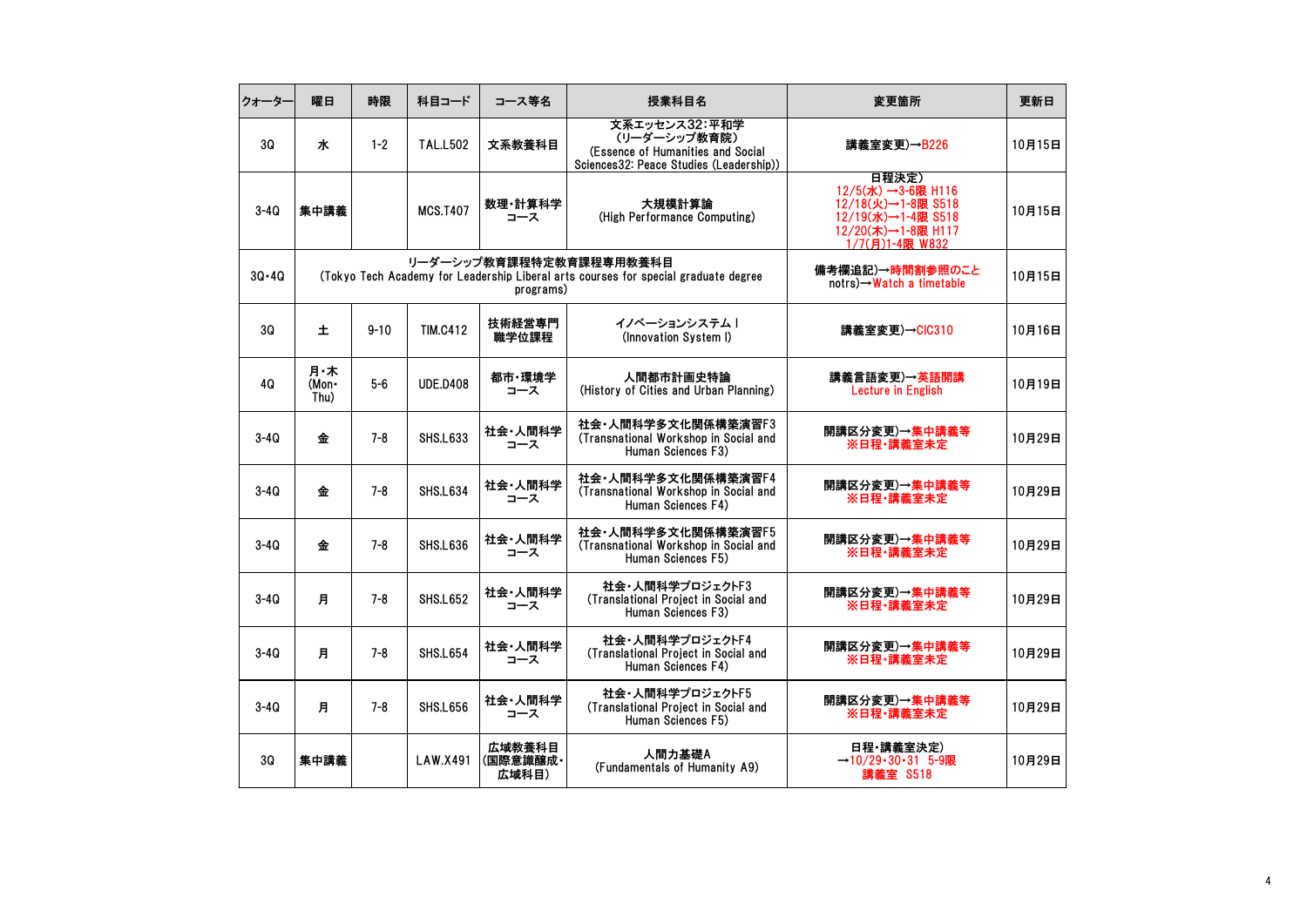| クォーター | 曜日 | 時限 | 科目コード | コース等名 | 授業科目名 | 変更箇所 | 更新日 |
|---|---|---|---|---|---|---|---|
| 3Q | 水 | 1-2 | TAL.L502 | 文系教養科目 | 文系エッセンス32：平和学（リーダーシップ教育院）(Essence of Humanities and Social Sciences32: Peace Studies (Leadership)) | 講義室変更)→B226 | 10月15日 |
| 3-4Q | 集中講義 | | MCS.T407 | 数理・計算科学コース | 大規模計算論 (High Performance Computing) | 日程決定) 12/5(水) →3-6限 H116 12/18(火)→1-8限 S518 12/19(水)→1-4限 S518 12/20(木)→1-8限 H117 1/7(月)1-4限 W832 | 10月15日 |
| 3Q・4Q | リーダーシップ教育課程特定教育課程専用教養科目 (Tokyo Tech Academy for Leadership Liberal arts courses for special graduate degree programs) | | | | | 備考欄追記)→時間割参照のこと notrs)→Watch a timetable | 10月15日 |
| 3Q | 土 | 9-10 | TIM.C412 | 技術経営専門職学位課程 | イノベーションシステムⅠ (Innovation System I) | 講義室変更)→CIC310 | 10月16日 |
| 4Q | 月・木 (Mon・Thu) | 5-6 | UDE.D408 | 都市・環境学コース | 人間都市計画史特論 (History of Cities and Urban Planning) | 講義言語変更)→英語開講 Lecture in English | 10月19日 |
| 3-4Q | 金 | 7-8 | SHS.L633 | 社会・人間科学コース | 社会・人間科学多文化関係構築演習F3 (Transnational Workshop in Social and Human Sciences F3) | 開講区分変更)→集中講義等 ※日程・講義室未定 | 10月29日 |
| 3-4Q | 金 | 7-8 | SHS.L634 | 社会・人間科学コース | 社会・人間科学多文化関係構築演習F4 (Transnational Workshop in Social and Human Sciences F4) | 開講区分変更)→集中講義等 ※日程・講義室未定 | 10月29日 |
| 3-4Q | 金 | 7-8 | SHS.L636 | 社会・人間科学コース | 社会・人間科学多文化関係構築演習F5 (Transnational Workshop in Social and Human Sciences F5) | 開講区分変更)→集中講義等 ※日程・講義室未定 | 10月29日 |
| 3-4Q | 月 | 7-8 | SHS.L652 | 社会・人間科学コース | 社会・人間科学プロジェクトF3 (Translational Project in Social and Human Sciences F3) | 開講区分変更)→集中講義等 ※日程・講義室未定 | 10月29日 |
| 3-4Q | 月 | 7-8 | SHS.L654 | 社会・人間科学コース | 社会・人間科学プロジェクトF4 (Translational Project in Social and Human Sciences F4) | 開講区分変更)→集中講義等 ※日程・講義室未定 | 10月29日 |
| 3-4Q | 月 | 7-8 | SHS.L656 | 社会・人間科学コース | 社会・人間科学プロジェクトF5 (Translational Project in Social and Human Sciences F5) | 開講区分変更)→集中講義等 ※日程・講義室未定 | 10月29日 |
| 3Q | 集中講義 | | LAW.X491 | 広域教養科目(国際意識醸成・広域科目) | 人間力基礎A (Fundamentals of Humanity A9) | 日程・講義室決定) →10/29・30・31 5-9限 講義室 S518 | 10月29日 |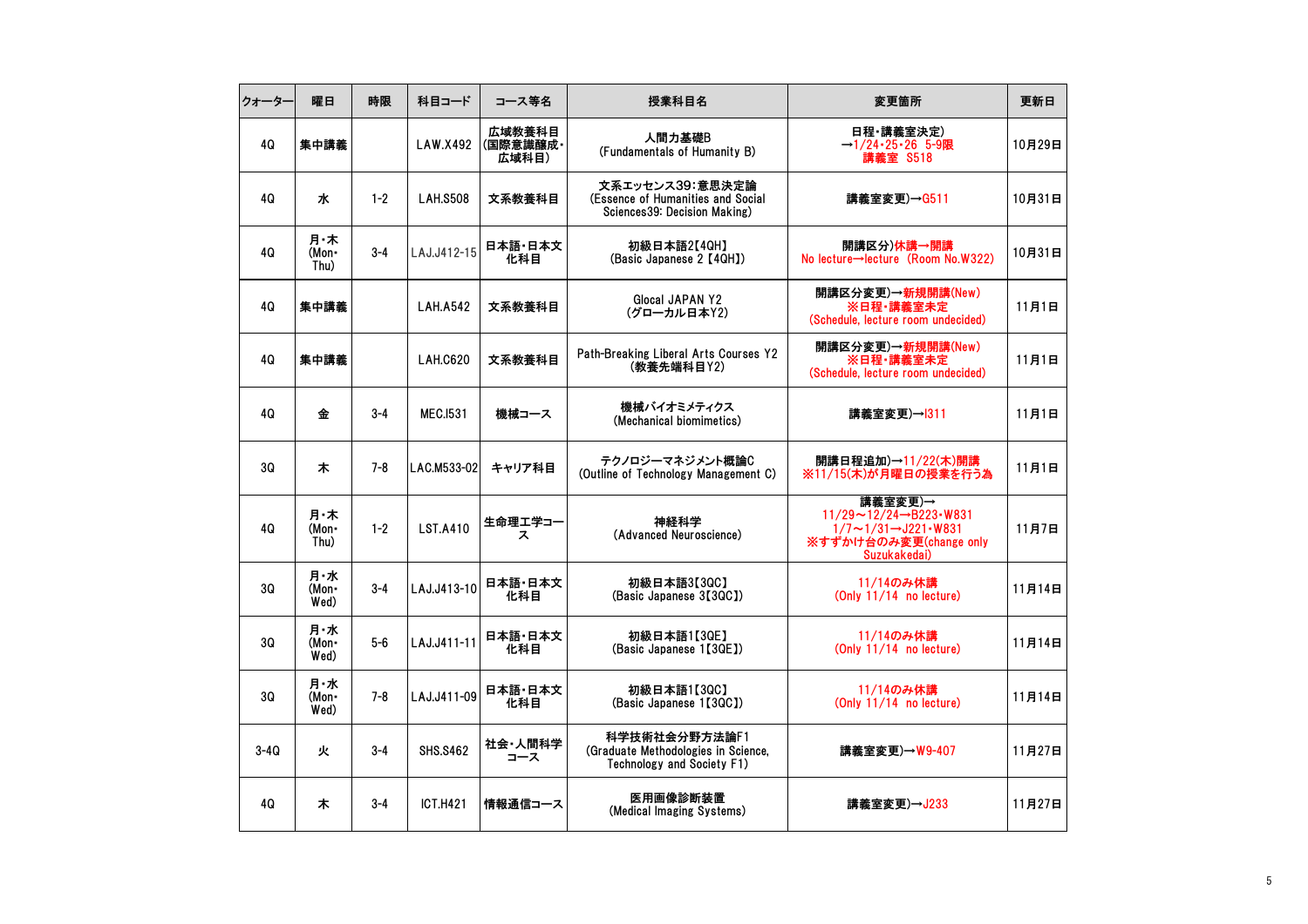| クォーター | 曜日 | 時限 | 科目コード | コース等名 | 授業科目名 | 変更箇所 | 更新日 |
|---|---|---|---|---|---|---|---|
| 4Q | 集中講義 | | LAW.X492 | 広域教養科目(国際意識醸成・広域科目) | 人間力基礎B (Fundamentals of Humanity B) | 日程・講義室決定)→1/24・25・26 5-9限 講義室 S518 | 10月29日 |
| 4Q | 水 | 1-2 | LAH.S508 | 文系教養科目 | 文系エッセンス39:意思決定論 (Essence of Humanities and Social Sciences39: Decision Making) | 講義室変更)→G511 | 10月31日 |
| 4Q | 月・木 (Mon・Thu) | 3-4 | LAJ.J412-15 | 日本語・日本文化科目 | 初級日本語2【4QH】 (Basic Japanese 2【4QH】) | 開講区分)休講→開講 No lecture→lecture (Room No.W322) | 10月31日 |
| 4Q | 集中講義 | | LAH.A542 | 文系教養科目 | Glocal JAPAN Y2 (グローカル日本Y2) | 開講区分変更)→新規開講(New) ※日程・講義室未定 (Schedule, lecture room undecided) | 11月1日 |
| 4Q | 集中講義 | | LAH.C620 | 文系教養科目 | Path-Breaking Liberal Arts Courses Y2 (教養先端科目Y2) | 開講区分変更)→新規開講(New) ※日程・講義室未定 (Schedule, lecture room undecided) | 11月1日 |
| 4Q | 金 | 3-4 | MEC.I531 | 機械コース | 機械バイオミメティクス (Mechanical biomimetics) | 講義室変更)→I311 | 11月1日 |
| 3Q | 木 | 7-8 | LAC.M533-02 | キャリア科目 | テクノロジーマネジメント概論C (Outline of Technology Management C) | 開講日程追加)→11/22(木)開講 ※11/15(木)が月曜日の授業を行う為 | 11月1日 |
| 4Q | 月・木 (Mon・Thu) | 1-2 | LST.A410 | 生命理工学コース | 神経科学 (Advanced Neuroscience) | 講義室変更)→ 11/29～12/24→B223・W831 1/7～1/31→J221・W831 ※すずかけ台のみ変更(change only Suzukakedai) | 11月7日 |
| 3Q | 月・水 (Mon・Wed) | 3-4 | LAJ.J413-10 | 日本語・日本文化科目 | 初級日本語3【3QC】 (Basic Japanese 3【3QC】) | 11/14のみ休講 (Only 11/14 no lecture) | 11月14日 |
| 3Q | 月・水 (Mon・Wed) | 5-6 | LAJ.J411-11 | 日本語・日本文化科目 | 初級日本語1【3QE】 (Basic Japanese 1【3QE】) | 11/14のみ休講 (Only 11/14 no lecture) | 11月14日 |
| 3Q | 月・水 (Mon・Wed) | 7-8 | LAJ.J411-09 | 日本語・日本文化科目 | 初級日本語1【3QC】 (Basic Japanese 1【3QC】) | 11/14のみ休講 (Only 11/14 no lecture) | 11月14日 |
| 3-4Q | 火 | 3-4 | SHS.S462 | 社会・人間科学コース | 科学技術社会分野方法論F1 (Graduate Methodologies in Science, Technology and Society F1) | 講義室変更)→W9-407 | 11月27日 |
| 4Q | 木 | 3-4 | ICT.H421 | 情報通信コース | 医用画像診断装置 (Medical Imaging Systems) | 講義室変更)→J233 | 11月27日 |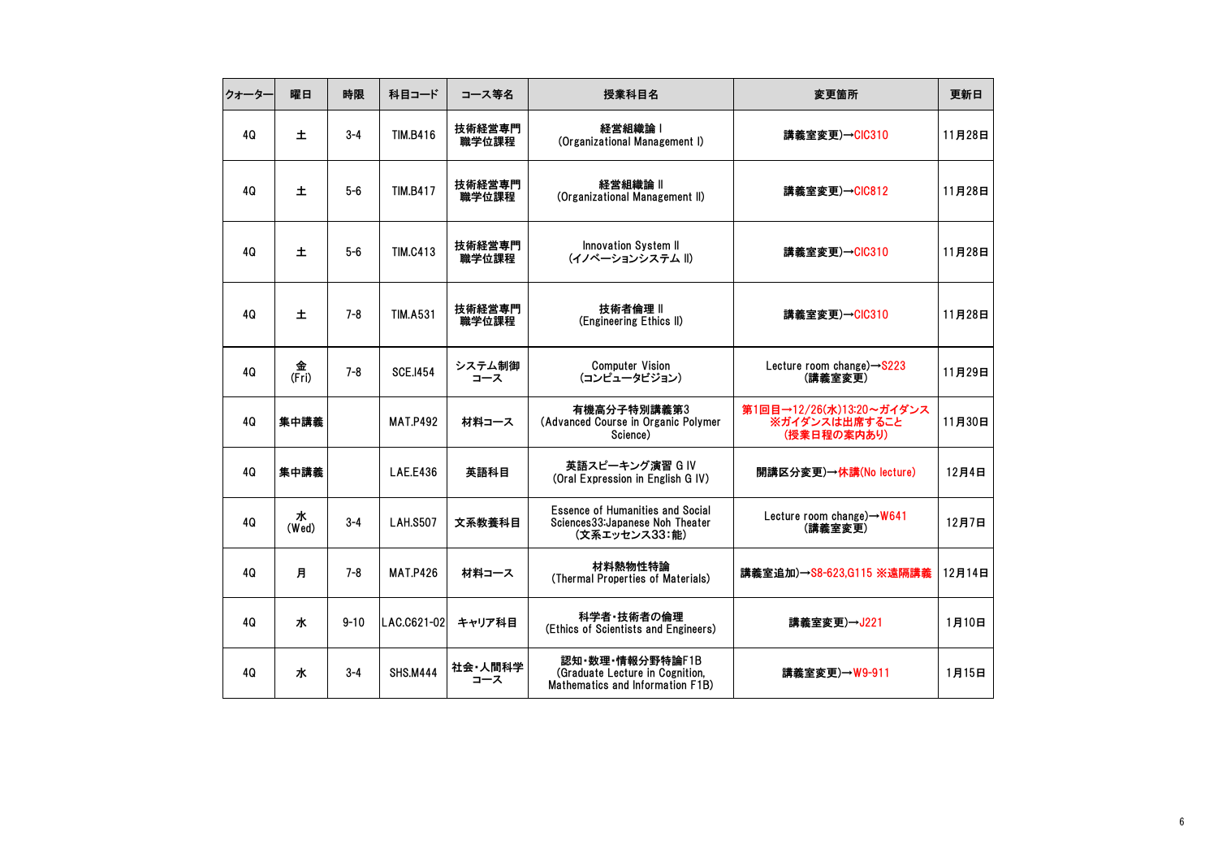| クォーター | 曜日 | 時限 | 科目コード | コース等名 | 授業科目名 | 変更箇所 | 更新日 |
|---|---|---|---|---|---|---|---|
| 4Q | 土 | 3-4 | TIM.B416 | 技術経営専門職学位課程 | 経営組織論 I (Organizational Management I) | 講義室変更)→CIC310 | 11月28日 |
| 4Q | 土 | 5-6 | TIM.B417 | 技術経営専門職学位課程 | 経営組織論 II (Organizational Management II) | 講義室変更)→CIC812 | 11月28日 |
| 4Q | 土 | 5-6 | TIM.C413 | 技術経営専門職学位課程 | Innovation System II (イノベーションシステム II) | 講義室変更)→CIC310 | 11月28日 |
| 4Q | 土 | 7-8 | TIM.A531 | 技術経営専門職学位課程 | 技術者倫理 II (Engineering Ethics II) | 講義室変更)→CIC310 | 11月28日 |
| 4Q | 金 (Fri) | 7-8 | SCE.I454 | システム制御コース | Computer Vision (コンピュータビジョン) | Lecture room change)→S223 (講義室変更) | 11月29日 |
| 4Q | 集中講義 | | MAT.P492 | 材料コース | 有機高分子特別講義第3 (Advanced Course in Organic Polymer Science) | 第1回目→12/26(水)13:20～ガイダンス ※ガイダンスは出席すること (授業日程の案内あり) | 11月30日 |
| 4Q | 集中講義 | | LAE.E436 | 英語科目 | 英語スピーキング演習 G IV (Oral Expression in English G IV) | 開講区分変更)→休講(No lecture) | 12月4日 |
| 4Q | 水 (Wed) | 3-4 | LAH.S507 | 文系教養科目 | Essence of Humanities and Social Sciences33:Japanese Noh Theater (文系エッセンス33：能) | Lecture room change)→W641 (講義室変更) | 12月7日 |
| 4Q | 月 | 7-8 | MAT.P426 | 材料コース | 材料熱物性特論 (Thermal Properties of Materials) | 講義室追加)→S8-623,G115 ※遠隔講義 | 12月14日 |
| 4Q | 水 | 9-10 | LAC.C621-02 | キャリア科目 | 科学者・技術者の倫理 (Ethics of Scientists and Engineers) | 講義室変更)→J221 | 1月10日 |
| 4Q | 水 | 3-4 | SHS.M444 | 社会・人間科学コース | 認知・数理・情報分野特論F1B (Graduate Lecture in Cognition, Mathematics and Information F1B) | 講義室変更)→W9-911 | 1月15日 |